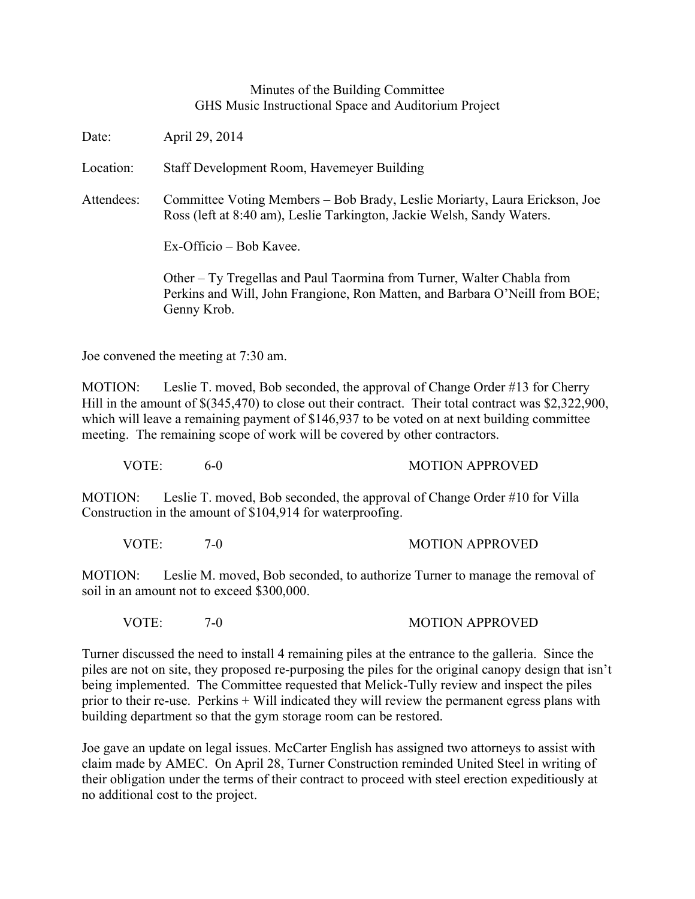Minutes of the Building Committee
GHS Music Instructional Space and Auditorium Project

Date: April 29, 2014

Location: Staff Development Room, Havemeyer Building

Attendees: Committee Voting Members – Bob Brady, Leslie Moriarty, Laura Erickson, Joe Ross (left at 8:40 am), Leslie Tarkington, Jackie Welsh, Sandy Waters.

Ex-Officio – Bob Kavee.

Other – Ty Tregellas and Paul Taormina from Turner, Walter Chabla from Perkins and Will, John Frangione, Ron Matten, and Barbara O'Neill from BOE; Genny Krob.

Joe convened the meeting at 7:30 am.

MOTION: Leslie T. moved, Bob seconded, the approval of Change Order #13 for Cherry Hill in the amount of $(345,470) to close out their contract. Their total contract was $2,322,900, which will leave a remaining payment of $146,937 to be voted on at next building committee meeting. The remaining scope of work will be covered by other contractors.

VOTE: 6-0 MOTION APPROVED

MOTION: Leslie T. moved, Bob seconded, the approval of Change Order #10 for Villa Construction in the amount of $104,914 for waterproofing.

VOTE: 7-0 MOTION APPROVED

MOTION: Leslie M. moved, Bob seconded, to authorize Turner to manage the removal of soil in an amount not to exceed $300,000.

VOTE: 7-0 MOTION APPROVED

Turner discussed the need to install 4 remaining piles at the entrance to the galleria. Since the piles are not on site, they proposed re-purposing the piles for the original canopy design that isn't being implemented. The Committee requested that Melick-Tully review and inspect the piles prior to their re-use. Perkins + Will indicated they will review the permanent egress plans with building department so that the gym storage room can be restored.

Joe gave an update on legal issues. McCarter English has assigned two attorneys to assist with claim made by AMEC. On April 28, Turner Construction reminded United Steel in writing of their obligation under the terms of their contract to proceed with steel erection expeditiously at no additional cost to the project.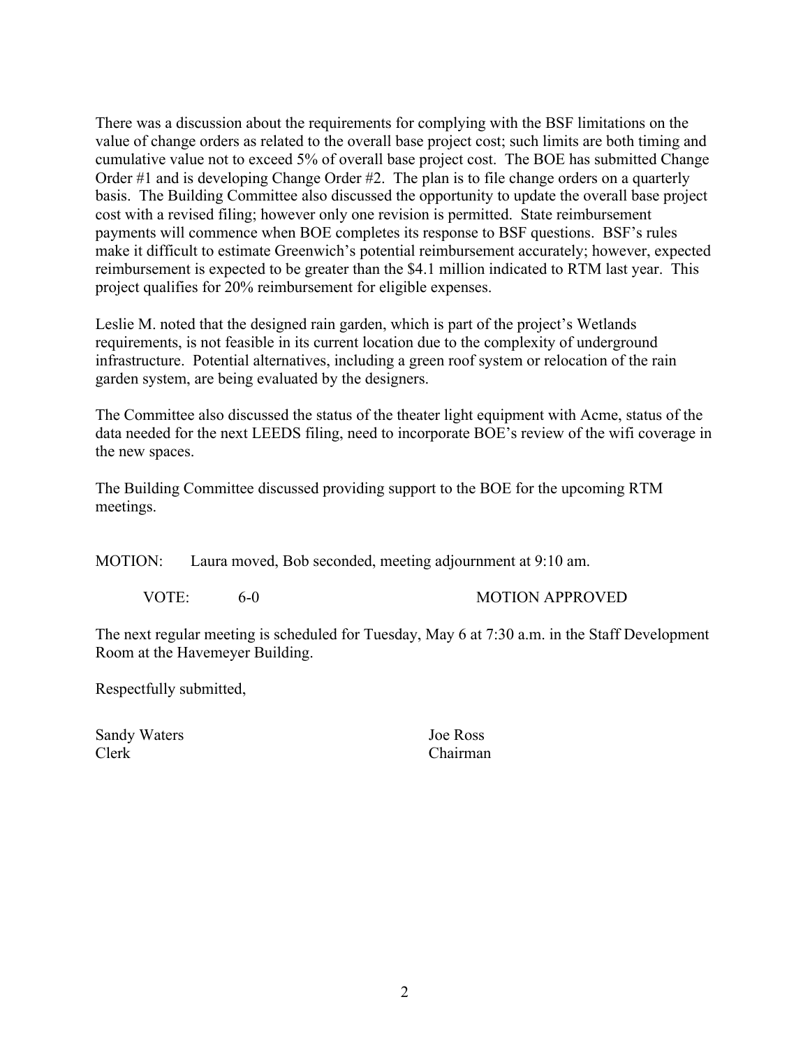There was a discussion about the requirements for complying with the BSF limitations on the value of change orders as related to the overall base project cost; such limits are both timing and cumulative value not to exceed 5% of overall base project cost. The BOE has submitted Change Order #1 and is developing Change Order #2. The plan is to file change orders on a quarterly basis. The Building Committee also discussed the opportunity to update the overall base project cost with a revised filing; however only one revision is permitted. State reimbursement payments will commence when BOE completes its response to BSF questions. BSF's rules make it difficult to estimate Greenwich's potential reimbursement accurately; however, expected reimbursement is expected to be greater than the $4.1 million indicated to RTM last year. This project qualifies for 20% reimbursement for eligible expenses.

Leslie M. noted that the designed rain garden, which is part of the project's Wetlands requirements, is not feasible in its current location due to the complexity of underground infrastructure. Potential alternatives, including a green roof system or relocation of the rain garden system, are being evaluated by the designers.

The Committee also discussed the status of the theater light equipment with Acme, status of the data needed for the next LEEDS filing, need to incorporate BOE's review of the wifi coverage in the new spaces.

The Building Committee discussed providing support to the BOE for the upcoming RTM meetings.

MOTION: Laura moved, Bob seconded, meeting adjournment at 9:10 am.

VOTE: 6-0 MOTION APPROVED

The next regular meeting is scheduled for Tuesday, May 6 at 7:30 a.m. in the Staff Development Room at the Havemeyer Building.

Respectfully submitted,

Sandy Waters
Clerk

Joe Ross
Chairman